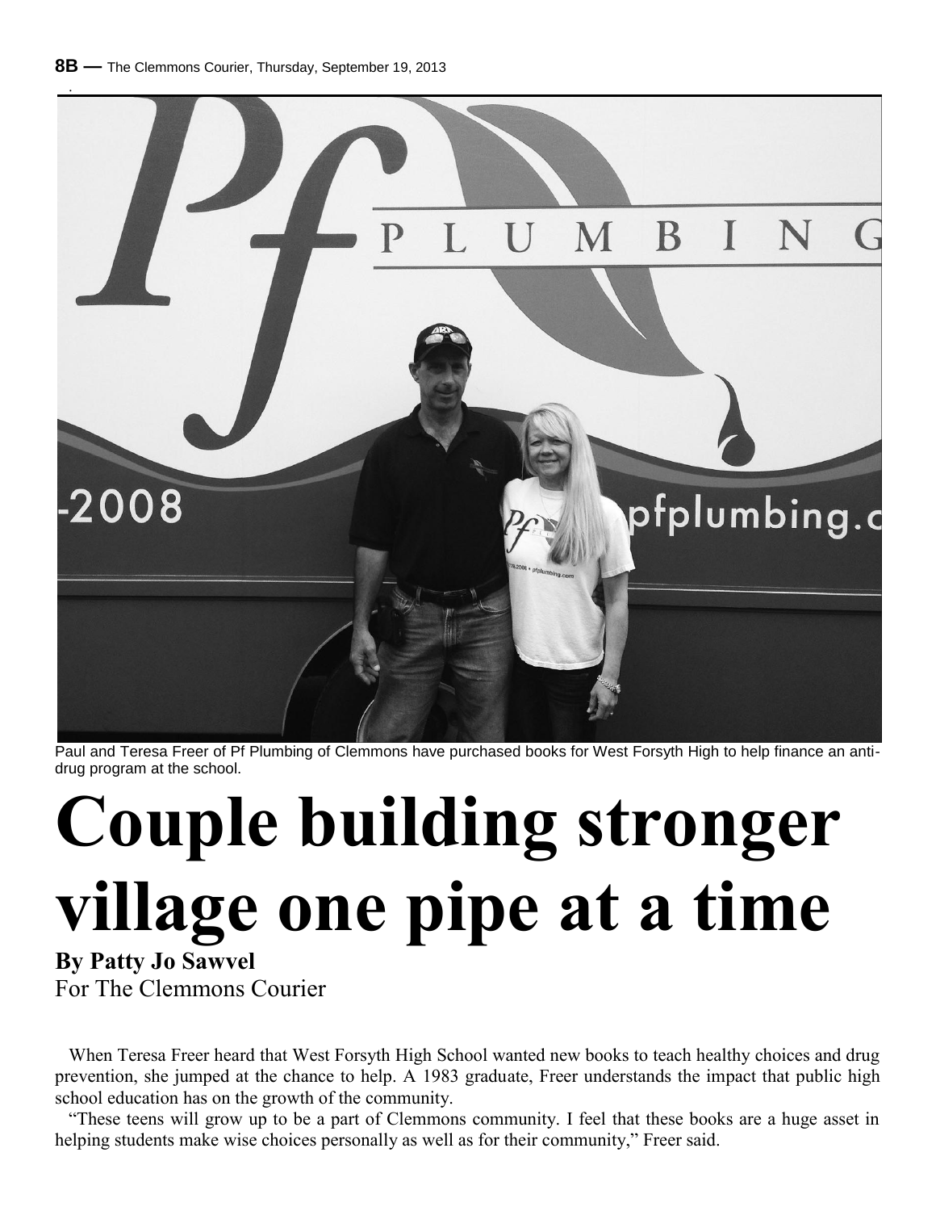Paul and Teresa Freer of Pf Plumbing of Clemmons have purchased books for West Forsyth High to help finance an anti-drug program at the school.

# Couple building stronger village one pipe at a time

**By Patty Jo Sawvel**
For The Clemmons Courier

When Teresa Freer heard that West Forsyth High School wanted new books to teach healthy choices and drug prevention, she jumped at the chance to help. A 1983 graduate, Freer understands the impact that public high school education has on the growth of the community.

"These teens will grow up to be a part of Clemmons community. I feel that these books are a huge asset in helping students make wise choices personally as well as for their community," Freer said.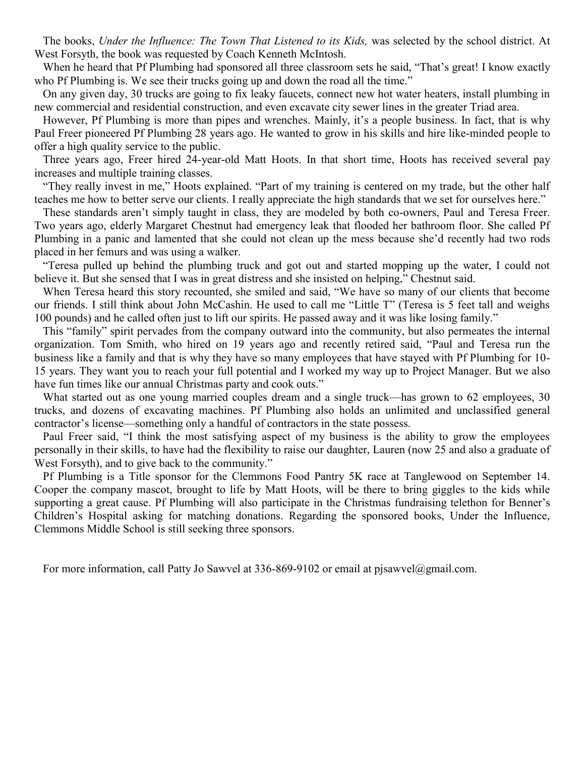The books, *Under the Influence: The Town That Listened to its Kids,* was selected by the school district. At West Forsyth, the book was requested by Coach Kenneth McIntosh.

When he heard that Pf Plumbing had sponsored all three classroom sets he said, "That's great! I know exactly who Pf Plumbing is. We see their trucks going up and down the road all the time."

On any given day, 30 trucks are going to fix leaky faucets, connect new hot water heaters, install plumbing in new commercial and residential construction, and even excavate city sewer lines in the greater Triad area.

However, Pf Plumbing is more than pipes and wrenches. Mainly, it's a people business. In fact, that is why Paul Freer pioneered Pf Plumbing 28 years ago. He wanted to grow in his skills and hire like-minded people to offer a high quality service to the public.

Three years ago, Freer hired 24-year-old Matt Hoots. In that short time, Hoots has received several pay increases and multiple training classes.

"They really invest in me," Hoots explained. "Part of my training is centered on my trade, but the other half teaches me how to better serve our clients. I really appreciate the high standards that we set for ourselves here."

These standards aren't simply taught in class, they are modeled by both co-owners, Paul and Teresa Freer. Two years ago, elderly Margaret Chestnut had emergency leak that flooded her bathroom floor. She called Pf Plumbing in a panic and lamented that she could not clean up the mess because she'd recently had two rods placed in her femurs and was using a walker.

"Teresa pulled up behind the plumbing truck and got out and started mopping up the water, I could not believe it. But she sensed that I was in great distress and she insisted on helping," Chestnut said.

When Teresa heard this story recounted, she smiled and said, "We have so many of our clients that become our friends. I still think about John McCashin. He used to call me "Little T" (Teresa is 5 feet tall and weighs 100 pounds) and he called often just to lift our spirits. He passed away and it was like losing family."

This "family" spirit pervades from the company outward into the community, but also permeates the internal organization. Tom Smith, who hired on 19 years ago and recently retired said, "Paul and Teresa run the business like a family and that is why they have so many employees that have stayed with Pf Plumbing for 10-15 years. They want you to reach your full potential and I worked my way up to Project Manager. But we also have fun times like our annual Christmas party and cook outs."

What started out as one young married couples dream and a single truck—has grown to 62 employees, 30 trucks, and dozens of excavating machines. Pf Plumbing also holds an unlimited and unclassified general contractor's license—something only a handful of contractors in the state possess.

Paul Freer said, "I think the most satisfying aspect of my business is the ability to grow the employees personally in their skills, to have had the flexibility to raise our daughter, Lauren (now 25 and also a graduate of West Forsyth), and to give back to the community."

Pf Plumbing is a Title sponsor for the Clemmons Food Pantry 5K race at Tanglewood on September 14. Cooper the company mascot, brought to life by Matt Hoots, will be there to bring giggles to the kids while supporting a great cause. Pf Plumbing will also participate in the Christmas fundraising telethon for Benner's Children's Hospital asking for matching donations. Regarding the sponsored books, Under the Influence, Clemmons Middle School is still seeking three sponsors.

For more information, call Patty Jo Sawvel at 336-869-9102 or email at pjsawvel@gmail.com.